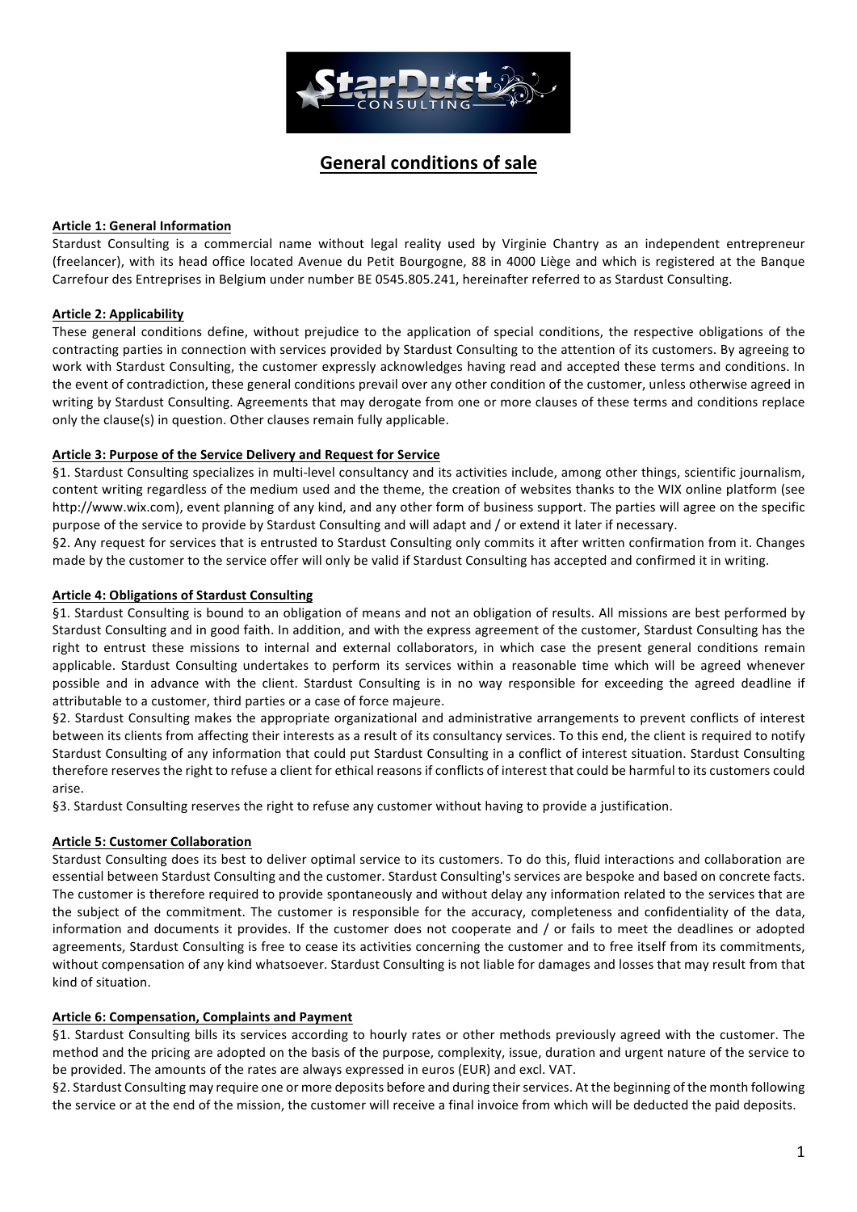# General conditions of sale

**Article 1: General Information**

Stardust Consulting is a commercial name without legal reality used by Virginie Chantry as an independent entrepreneur (freelancer), with its head office located Avenue du Petit Bourgogne, 88 in 4000 Liège and which is registered at the Banque Carrefour des Entreprises in Belgium under number BE 0545.805.241, hereinafter referred to as Stardust Consulting.

**Article 2: Applicability**

These general conditions define, without prejudice to the application of special conditions, the respective obligations of the contracting parties in connection with services provided by Stardust Consulting to the attention of its customers. By agreeing to work with Stardust Consulting, the customer expressly acknowledges having read and accepted these terms and conditions. In the event of contradiction, these general conditions prevail over any other condition of the customer, unless otherwise agreed in writing by Stardust Consulting. Agreements that may derogate from one or more clauses of these terms and conditions replace only the clause(s) in question. Other clauses remain fully applicable.

**Article 3: Purpose of the Service Delivery and Request for Service**

§1. Stardust Consulting specializes in multi-level consultancy and its activities include, among other things, scientific journalism, content writing regardless of the medium used and the theme, the creation of websites thanks to the WIX online platform (see http://www.wix.com), event planning of any kind, and any other form of business support. The parties will agree on the specific purpose of the service to provide by Stardust Consulting and will adapt and / or extend it later if necessary.

§2. Any request for services that is entrusted to Stardust Consulting only commits it after written confirmation from it. Changes made by the customer to the service offer will only be valid if Stardust Consulting has accepted and confirmed it in writing.

**Article 4: Obligations of Stardust Consulting**

§1. Stardust Consulting is bound to an obligation of means and not an obligation of results. All missions are best performed by Stardust Consulting and in good faith. In addition, and with the express agreement of the customer, Stardust Consulting has the right to entrust these missions to internal and external collaborators, in which case the present general conditions remain applicable. Stardust Consulting undertakes to perform its services within a reasonable time which will be agreed whenever possible and in advance with the client. Stardust Consulting is in no way responsible for exceeding the agreed deadline if attributable to a customer, third parties or a case of force majeure.

§2. Stardust Consulting makes the appropriate organizational and administrative arrangements to prevent conflicts of interest between its clients from affecting their interests as a result of its consultancy services. To this end, the client is required to notify Stardust Consulting of any information that could put Stardust Consulting in a conflict of interest situation. Stardust Consulting therefore reserves the right to refuse a client for ethical reasons if conflicts of interest that could be harmful to its customers could arise.

§3. Stardust Consulting reserves the right to refuse any customer without having to provide a justification.

**Article 5: Customer Collaboration**

Stardust Consulting does its best to deliver optimal service to its customers. To do this, fluid interactions and collaboration are essential between Stardust Consulting and the customer. Stardust Consulting's services are bespoke and based on concrete facts. The customer is therefore required to provide spontaneously and without delay any information related to the services that are the subject of the commitment. The customer is responsible for the accuracy, completeness and confidentiality of the data, information and documents it provides. If the customer does not cooperate and / or fails to meet the deadlines or adopted agreements, Stardust Consulting is free to cease its activities concerning the customer and to free itself from its commitments, without compensation of any kind whatsoever. Stardust Consulting is not liable for damages and losses that may result from that kind of situation.

**Article 6: Compensation, Complaints and Payment**

§1. Stardust Consulting bills its services according to hourly rates or other methods previously agreed with the customer. The method and the pricing are adopted on the basis of the purpose, complexity, issue, duration and urgent nature of the service to be provided. The amounts of the rates are always expressed in euros (EUR) and excl. VAT.

§2. Stardust Consulting may require one or more deposits before and during their services. At the beginning of the month following the service or at the end of the mission, the customer will receive a final invoice from which will be deducted the paid deposits.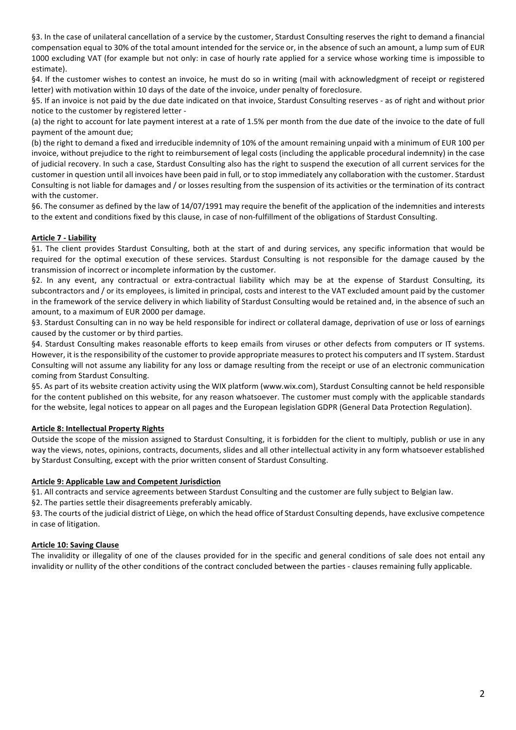§3. In the case of unilateral cancellation of a service by the customer, Stardust Consulting reserves the right to demand a financial compensation equal to 30% of the total amount intended for the service or, in the absence of such an amount, a lump sum of EUR 1000 excluding VAT (for example but not only: in case of hourly rate applied for a service whose working time is impossible to estimate).

§4. If the customer wishes to contest an invoice, he must do so in writing (mail with acknowledgment of receipt or registered letter) with motivation within 10 days of the date of the invoice, under penalty of foreclosure.

§5. If an invoice is not paid by the due date indicated on that invoice, Stardust Consulting reserves - as of right and without prior notice to the customer by registered letter -

(a) the right to account for late payment interest at a rate of 1.5% per month from the due date of the invoice to the date of full payment of the amount due;

(b) the right to demand a fixed and irreducible indemnity of 10% of the amount remaining unpaid with a minimum of EUR 100 per invoice, without prejudice to the right to reimbursement of legal costs (including the applicable procedural indemnity) in the case of judicial recovery. In such a case, Stardust Consulting also has the right to suspend the execution of all current services for the customer in question until all invoices have been paid in full, or to stop immediately any collaboration with the customer. Stardust Consulting is not liable for damages and / or losses resulting from the suspension of its activities or the termination of its contract with the customer.

§6. The consumer as defined by the law of 14/07/1991 may require the benefit of the application of the indemnities and interests to the extent and conditions fixed by this clause, in case of non-fulfillment of the obligations of Stardust Consulting.

**Article 7 - Liability**

§1. The client provides Stardust Consulting, both at the start of and during services, any specific information that would be required for the optimal execution of these services. Stardust Consulting is not responsible for the damage caused by the transmission of incorrect or incomplete information by the customer.

§2. In any event, any contractual or extra-contractual liability which may be at the expense of Stardust Consulting, its subcontractors and / or its employees, is limited in principal, costs and interest to the VAT excluded amount paid by the customer in the framework of the service delivery in which liability of Stardust Consulting would be retained and, in the absence of such an amount, to a maximum of EUR 2000 per damage.

§3. Stardust Consulting can in no way be held responsible for indirect or collateral damage, deprivation of use or loss of earnings caused by the customer or by third parties.

§4. Stardust Consulting makes reasonable efforts to keep emails from viruses or other defects from computers or IT systems. However, it is the responsibility of the customer to provide appropriate measures to protect his computers and IT system. Stardust Consulting will not assume any liability for any loss or damage resulting from the receipt or use of an electronic communication coming from Stardust Consulting.

§5. As part of its website creation activity using the WIX platform (www.wix.com), Stardust Consulting cannot be held responsible for the content published on this website, for any reason whatsoever. The customer must comply with the applicable standards for the website, legal notices to appear on all pages and the European legislation GDPR (General Data Protection Regulation).

**Article 8: Intellectual Property Rights**

Outside the scope of the mission assigned to Stardust Consulting, it is forbidden for the client to multiply, publish or use in any way the views, notes, opinions, contracts, documents, slides and all other intellectual activity in any form whatsoever established by Stardust Consulting, except with the prior written consent of Stardust Consulting.

**Article 9: Applicable Law and Competent Jurisdiction**

§1. All contracts and service agreements between Stardust Consulting and the customer are fully subject to Belgian law.

§2. The parties settle their disagreements preferably amicably.

§3. The courts of the judicial district of Liège, on which the head office of Stardust Consulting depends, have exclusive competence in case of litigation.

**Article 10: Saving Clause**

The invalidity or illegality of one of the clauses provided for in the specific and general conditions of sale does not entail any invalidity or nullity of the other conditions of the contract concluded between the parties - clauses remaining fully applicable.